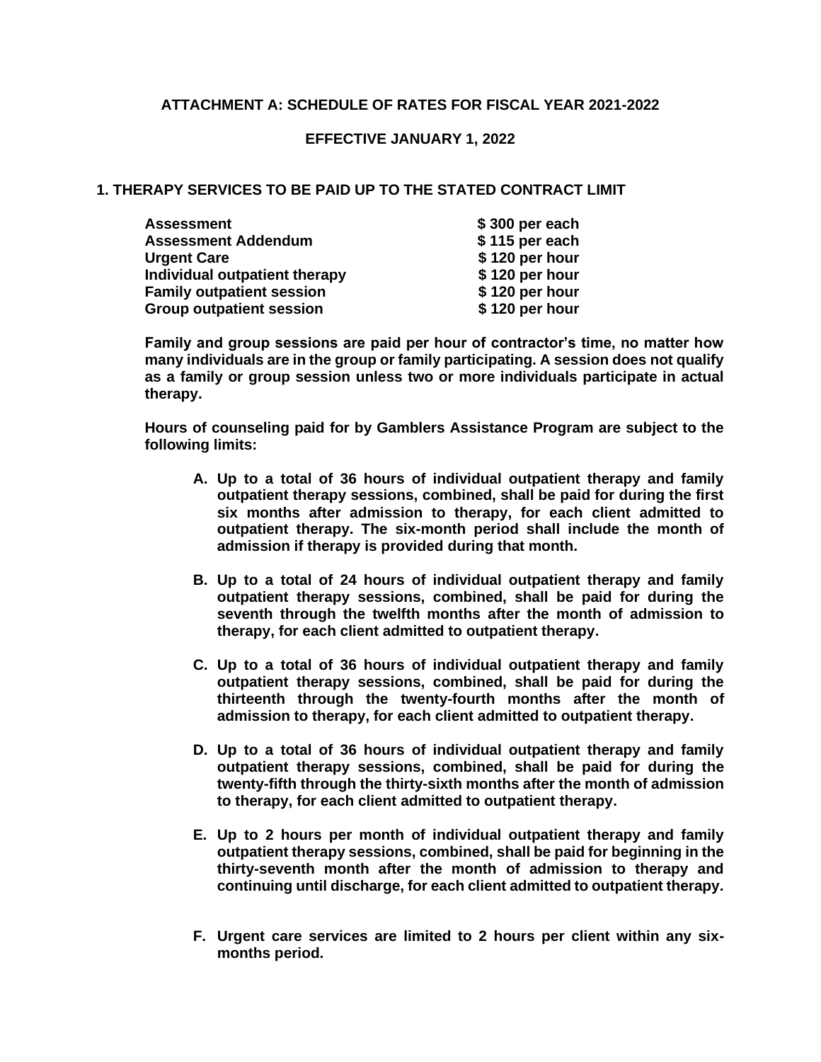# ATTACHMENT A: SCHEDULE OF RATES FOR FISCAL YEAR 2021-2022

## EFFECTIVE JANUARY 1, 2022

## 1. THERAPY SERVICES TO BE PAID UP TO THE STATED CONTRACT LIMIT

| | |
|---|---|
| **Assessment** | **$ 300 per each** |
| **Assessment Addendum** | **$ 115 per each** |
| **Urgent Care** | **$ 120 per hour** |
| **Individual outpatient therapy** | **$ 120 per hour** |
| **Family outpatient session** | **$ 120 per hour** |
| **Group outpatient session** | **$ 120 per hour** |

**Family and group sessions are paid per hour of contractor's time, no matter how many individuals are in the group or family participating. A session does not qualify as a family or group session unless two or more individuals participate in actual therapy.**

**Hours of counseling paid for by Gamblers Assistance Program are subject to the following limits:**

A. **Up to a total of 36 hours of individual outpatient therapy and family outpatient therapy sessions, combined, shall be paid for during the first six months after admission to therapy, for each client admitted to outpatient therapy. The six-month period shall include the month of admission if therapy is provided during that month.**

B. **Up to a total of 24 hours of individual outpatient therapy and family outpatient therapy sessions, combined, shall be paid for during the seventh through the twelfth months after the month of admission to therapy, for each client admitted to outpatient therapy.**

C. **Up to a total of 36 hours of individual outpatient therapy and family outpatient therapy sessions, combined, shall be paid for during the thirteenth through the twenty-fourth months after the month of admission to therapy, for each client admitted to outpatient therapy.**

D. **Up to a total of 36 hours of individual outpatient therapy and family outpatient therapy sessions, combined, shall be paid for during the twenty-fifth through the thirty-sixth months after the month of admission to therapy, for each client admitted to outpatient therapy.**

E. **Up to 2 hours per month of individual outpatient therapy and family outpatient therapy sessions, combined, shall be paid for beginning in the thirty-seventh month after the month of admission to therapy and continuing until discharge, for each client admitted to outpatient therapy.**

F. **Urgent care services are limited to 2 hours per client within any six-months period.**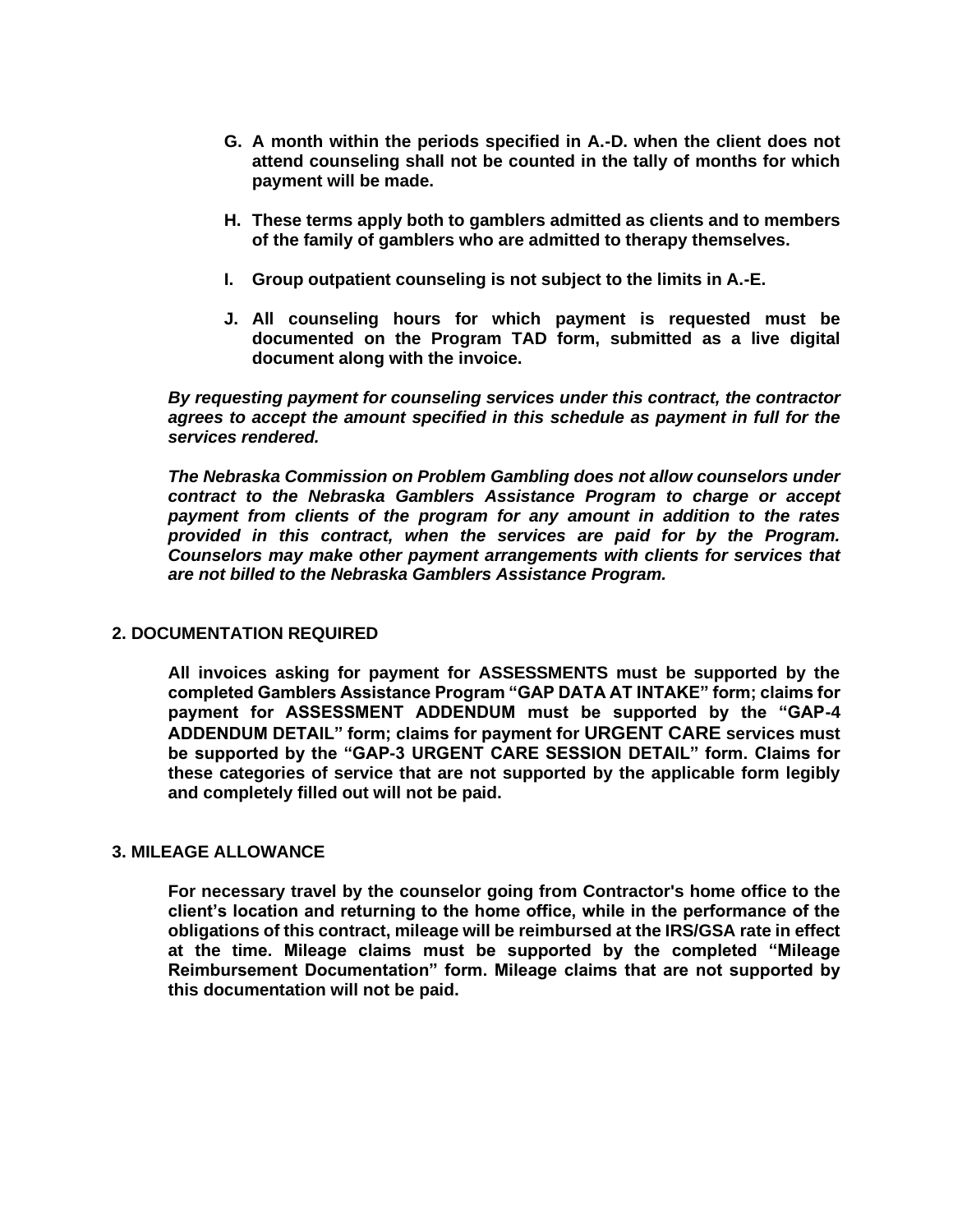**G. A month within the periods specified in A.-D. when the client does not attend counseling shall not be counted in the tally of months for which payment will be made.**

**H. These terms apply both to gamblers admitted as clients and to members of the family of gamblers who are admitted to therapy themselves.**

**I. Group outpatient counseling is not subject to the limits in A.-E.**

**J. All counseling hours for which payment is requested must be documented on the Program TAD form, submitted as a live digital document along with the invoice.**

***By requesting payment for counseling services under this contract, the contractor agrees to accept the amount specified in this schedule as payment in full for the services rendered.***

***The Nebraska Commission on Problem Gambling does not allow counselors under contract to the Nebraska Gamblers Assistance Program to charge or accept payment from clients of the program for any amount in addition to the rates provided in this contract, when the services are paid for by the Program. Counselors may make other payment arrangements with clients for services that are not billed to the Nebraska Gamblers Assistance Program.***

## 2. DOCUMENTATION REQUIRED

**All invoices asking for payment for ASSESSMENTS must be supported by the completed Gamblers Assistance Program "GAP DATA AT INTAKE" form; claims for payment for ASSESSMENT ADDENDUM must be supported by the "GAP-4 ADDENDUM DETAIL" form; claims for payment for URGENT CARE services must be supported by the "GAP-3 URGENT CARE SESSION DETAIL" form. Claims for these categories of service that are not supported by the applicable form legibly and completely filled out will not be paid.**

## 3. MILEAGE ALLOWANCE

**For necessary travel by the counselor going from Contractor's home office to the client's location and returning to the home office, while in the performance of the obligations of this contract, mileage will be reimbursed at the IRS/GSA rate in effect at the time. Mileage claims must be supported by the completed "Mileage Reimbursement Documentation" form. Mileage claims that are not supported by this documentation will not be paid.**